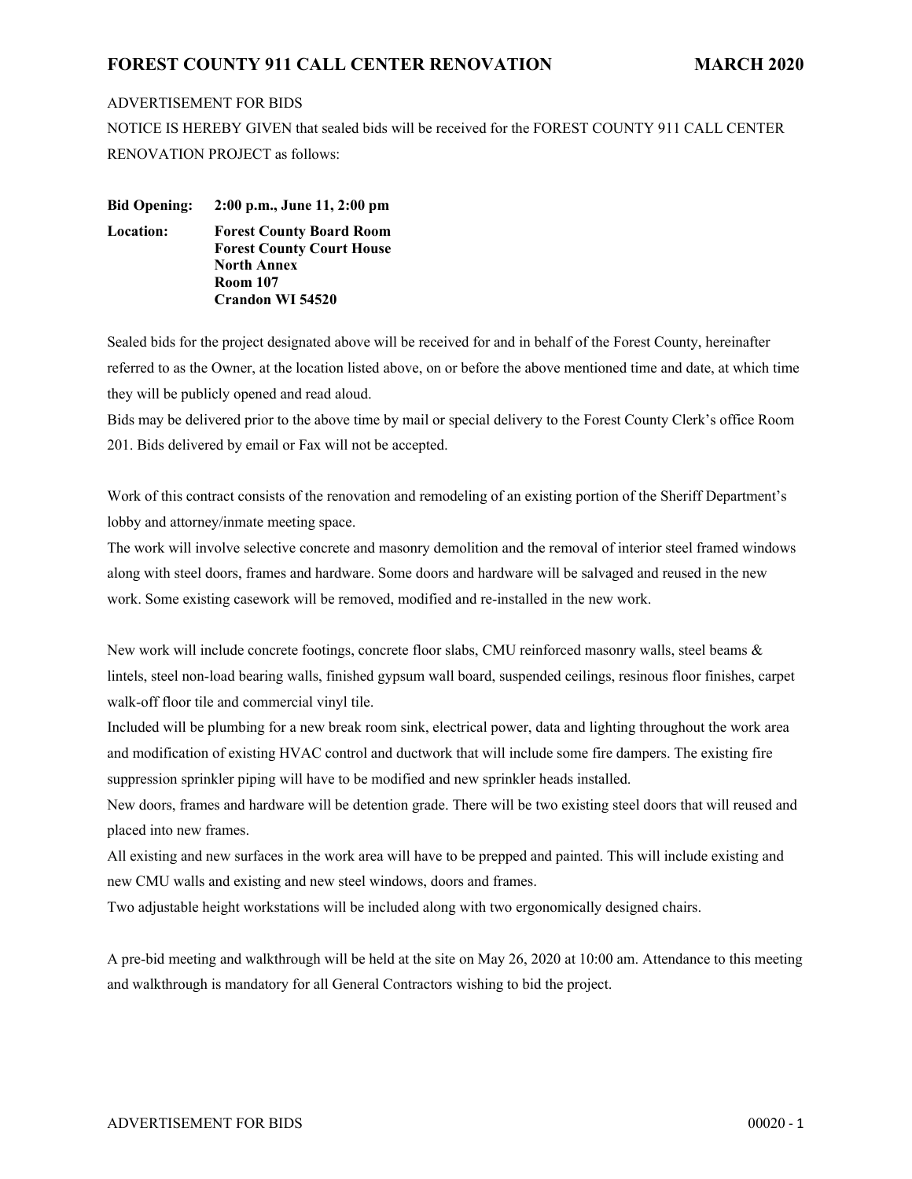ADVERTISEMENT FOR BIDS

NOTICE IS HEREBY GIVEN that sealed bids will be received for the FOREST COUNTY 911 CALL CENTER RENOVATION PROJECT as follows:

**Bid Opening:** **2:00 p.m., June 11, 2:00 pm**

**Location:** **Forest County Board Room**
**Forest County Court House**
**North Annex**
**Room 107**
**Crandon WI 54520**

Sealed bids for the project designated above will be received for and in behalf of the Forest County, hereinafter referred to as the Owner, at the location listed above, on or before the above mentioned time and date, at which time they will be publicly opened and read aloud.

Bids may be delivered prior to the above time by mail or special delivery to the Forest County Clerk's office Room 201. Bids delivered by email or Fax will not be accepted.

Work of this contract consists of the renovation and remodeling of an existing portion of the Sheriff Department's lobby and attorney/inmate meeting space.

The work will involve selective concrete and masonry demolition and the removal of interior steel framed windows along with steel doors, frames and hardware. Some doors and hardware will be salvaged and reused in the new work. Some existing casework will be removed, modified and re-installed in the new work.

New work will include concrete footings, concrete floor slabs, CMU reinforced masonry walls, steel beams & lintels, steel non-load bearing walls, finished gypsum wall board, suspended ceilings, resinous floor finishes, carpet walk-off floor tile and commercial vinyl tile.

Included will be plumbing for a new break room sink, electrical power, data and lighting throughout the work area and modification of existing HVAC control and ductwork that will include some fire dampers. The existing fire suppression sprinkler piping will have to be modified and new sprinkler heads installed.

New doors, frames and hardware will be detention grade. There will be two existing steel doors that will reused and placed into new frames.

All existing and new surfaces in the work area will have to be prepped and painted. This will include existing and new CMU walls and existing and new steel windows, doors and frames.

Two adjustable height workstations will be included along with two ergonomically designed chairs.

A pre-bid meeting and walkthrough will be held at the site on May 26, 2020 at 10:00 am. Attendance to this meeting and walkthrough is mandatory for all General Contractors wishing to bid the project.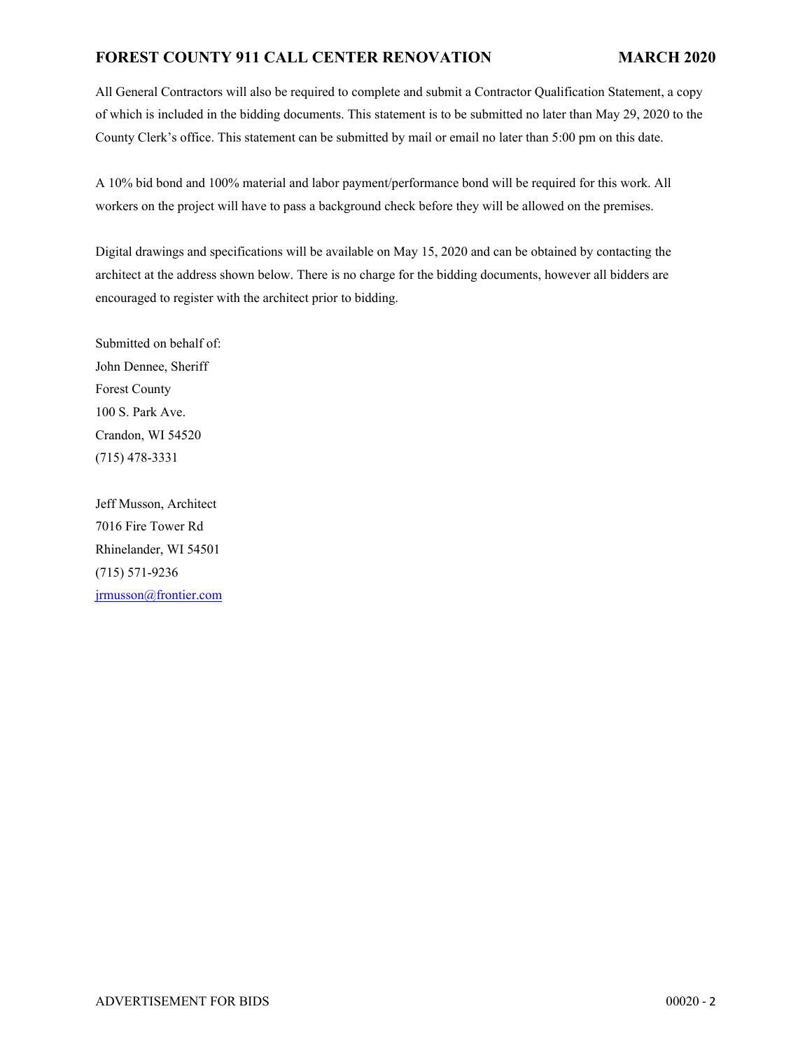All General Contractors will also be required to complete and submit a Contractor Qualification Statement, a copy of which is included in the bidding documents. This statement is to be submitted no later than May 29, 2020 to the County Clerk's office. This statement can be submitted by mail or email no later than 5:00 pm on this date.

A 10% bid bond and 100% material and labor payment/performance bond will be required for this work. All workers on the project will have to pass a background check before they will be allowed on the premises.

Digital drawings and specifications will be available on May 15, 2020 and can be obtained by contacting the architect at the address shown below. There is no charge for the bidding documents, however all bidders are encouraged to register with the architect prior to bidding.

Submitted on behalf of:
John Dennee, Sheriff
Forest County
100 S. Park Ave.
Crandon, WI 54520
(715) 478-3331

Jeff Musson, Architect
7016 Fire Tower Rd
Rhinelander, WI 54501
(715) 571-9236
jrmusson@frontier.com